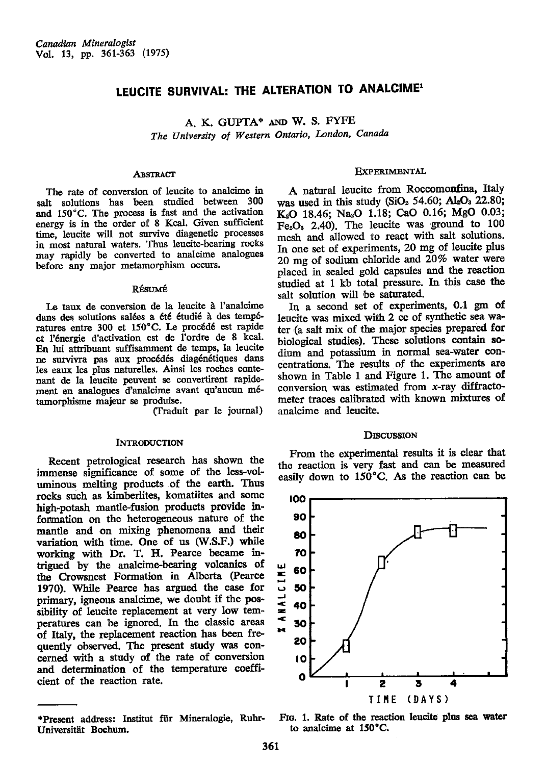# LEUCITE SURVIVAL: THE ALTERATION TO ANALCIME[1]

A. K. GUPTA* AND W. S. FYFE

*The University of Western Ontario, London, Canada*

## ABSTRACT

The rate of conversion of leucite to analcime in salt solutions has been studied between 300 and 150°C. The process is fast and the activation energy is in the order of 8 Kcal. Given sufficient time, leucite will not survive diagenetic processes in most natural waters. Thus leucite-bearing rocks may rapidly be converted to analcime analogues before any major metamorphism occurs.

## RÉSUMÉ

Le taux de conversion de la leucite à l'analcime dans des solutions salées a été étudié à des températures entre 300 et 150°C. Le procédé est rapide et l'énergie d'activation est de l'ordre de 8 kcal. En lui attribuant suffisamment de temps, la leucite ne survivra pas aux procédés diagénétiques dans les eaux les plus naturelles. Ainsi les roches contenant de la leucite peuvent se convertirent rapidement en analogues d'analcime avant qu'aucun métamorphisme majeur se produise.

(Traduit par le journal)

## INTRODUCTION

Recent petrological research has shown the immense significance of some of the less-voluminous melting products of the earth. Thus rocks such as kimberlites, komatiites and some high-potash mantle-fusion products provide information on the heterogeneous nature of the mantle and on mixing phenomena and their variation with time. One of us (W.S.F.) while working with Dr. T. H. Pearce became intrigued by the analcime-bearing volcanics of the Crowsnest Formation in Alberta (Pearce 1970). While Pearce has argued the case for primary, igneous analcime, we doubt if the possibility of leucite replacement at very low temperatures can be ignored. In the classic areas of Italy, the replacement reaction has been frequently observed. The present study was concerned with a study of the rate of conversion and determination of the temperature coefficient of the reaction rate.

*Present address: Institut für Mineralogie, Ruhr-Universität Bochum.

## EXPERIMENTAL

A natural leucite from Roccomonfina, Italy was used in this study ($SiO_2$ 54.60; $Al_2O_3$ 22.80; $K_2O$ 18.46; $Na_2O$ 1.18; CaO 0.16; MgO 0.03; $Fe_2O_3$ 2.40). The leucite was ground to 100 mesh and allowed to react with salt solutions. In one set of experiments, 20 mg of leucite plus 20 mg of sodium chloride and 20% water were placed in sealed gold capsules and the reaction studied at 1 kb total pressure. In this case the salt solution will be saturated.

In a second set of experiments, 0.1 gm of leucite was mixed with 2 cc of synthetic sea water (a salt mix of the major species prepared for biological studies). These solutions contain sodium and potassium in normal sea-water concentrations. The results of the experiments are shown in Table 1 and Figure 1. The amount of conversion was estimated from x-ray diffractometer traces calibrated with known mixtures of analcime and leucite.

## DISCUSSION

From the experimental results it is clear that the reaction is very fast and can be measured easily down to 150°C. As the reaction can be

FIG. 1. Rate of the reaction leucite plus sea water to analcime at 150°C.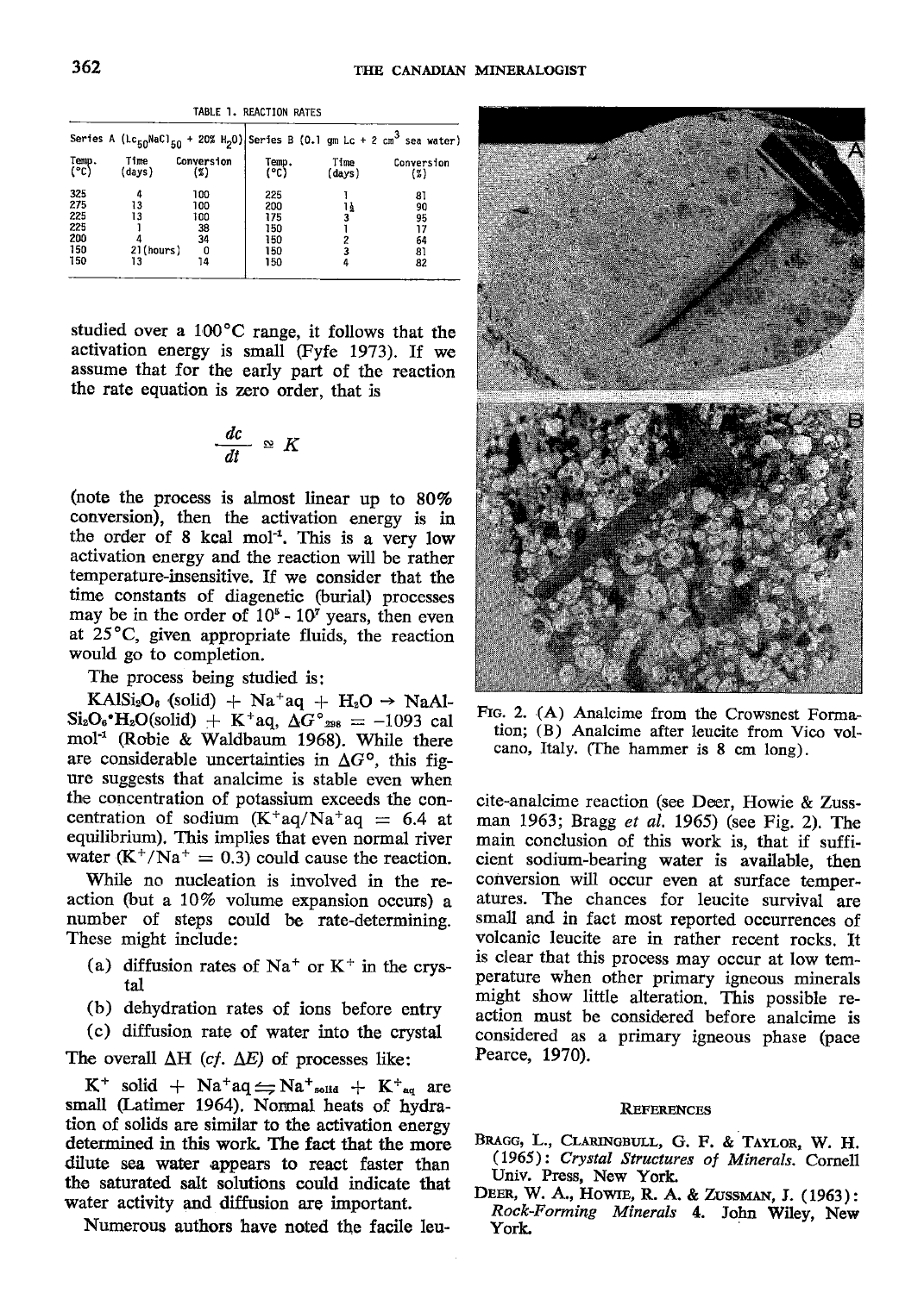TABLE 1. REACTION RATES

| Series A ($Lc_{50}NaCl_{50}$ + 20% $H_2O$) | | | Series B (0.1 gm Lc + 2 $cm^3$ sea water) | | |
|---|---|---|---|---|---|
| Temp. (°C) | Time (days) | Conversion (%) | Temp. (°C) | Time (days) | Conversion (%) |
| 325 | 4 | 100 | 225 | 1 | 81 |
| 275 | 13 | 100 | 200 | 1½ | 90 |
| 225 | 13 | 100 | 175 | 3 | 95 |
| 225 | 1 | 38 | 150 | 1 | 17 |
| 200 | 4 | 34 | 150 | 2 | 64 |
| 150 | 21 (hours) | 0 | 150 | 3 | 81 |
| 150 | 13 | 14 | 150 | 4 | 82 |

studied over a 100°C range, it follows that the activation energy is small (Fyfe 1973). If we assume that for the early part of the reaction the rate equation is zero order, that is

$$\frac{dc}{dt} \simeq K$$

(note the process is almost linear up to 80% conversion), then the activation energy is in the order of 8 kcal $mol^{-1}$. This is a very low activation energy and the reaction will be rather temperature-insensitive. If we consider that the time constants of diagenetic (burial) processes may be in the order of $10^5$ - $10^7$ years, then even at 25°C, given appropriate fluids, the reaction would go to completion.

The process being studied is:

$KAlSi_2O_6$ (solid) + $Na^+aq$ + $H_2O$ → $NaAlSi_2O_6 \cdot H_2O$(solid) + $K^+aq$, $\Delta G°_{298}$ = −1093 cal $mol^{-1}$ (Robie & Waldbaum 1968). While there are considerable uncertainties in $\Delta G°$, this figure suggests that analcime is stable even when the concentration of potassium exceeds the concentration of sodium ($K^+aq/Na^+aq$ = 6.4 at equilibrium). This implies that even normal river water ($K^+/Na^+$ = 0.3) could cause the reaction.

While no nucleation is involved in the reaction (but a 10% volume expansion occurs) a number of steps could be rate-determining. These might include:

(a) diffusion rates of $Na^+$ or $K^+$ in the crystal

(b) dehydration rates of ions before entry

(c) diffusion rate of water into the crystal

The overall ΔH (*cf.* ΔE) of processes like:

$K^+$ solid + $Na^+aq \rightleftharpoons Na^+_{solid}$ + $K^+_{aq}$ are small (Latimer 1964). Normal heats of hydration of solids are similar to the activation energy determined in this work. The fact that the more dilute sea water appears to react faster than the saturated salt solutions could indicate that water activity and diffusion are important.

Numerous authors have noted the facile leucite-analcime reaction (see Deer, Howie & Zussman 1963; Bragg *et al.* 1965) (see Fig. 2). The main conclusion of this work is, that if sufficient sodium-bearing water is available, then conversion will occur even at surface temperatures. The chances for leucite survival are small and in fact most reported occurrences of volcanic leucite are in rather recent rocks. It is clear that this process may occur at low temperature when other primary igneous minerals might show little alteration. This possible reaction must be considered before analcime is considered as a primary igneous phase (pace Pearce, 1970).

FIG. 2. (A) Analcime from the Crowsnest Formation; (B) Analcime after leucite from Vico volcano, Italy. (The hammer is 8 cm long).

## REFERENCES

BRAGG, L., CLARINGBULL, G. F. & TAYLOR, W. H. (1965): *Crystal Structures of Minerals.* Cornell Univ. Press, New York.

DEER, W. A., HOWIE, R. A. & ZUSSMAN, J. (1963): *Rock-Forming Minerals* 4. John Wiley, New York.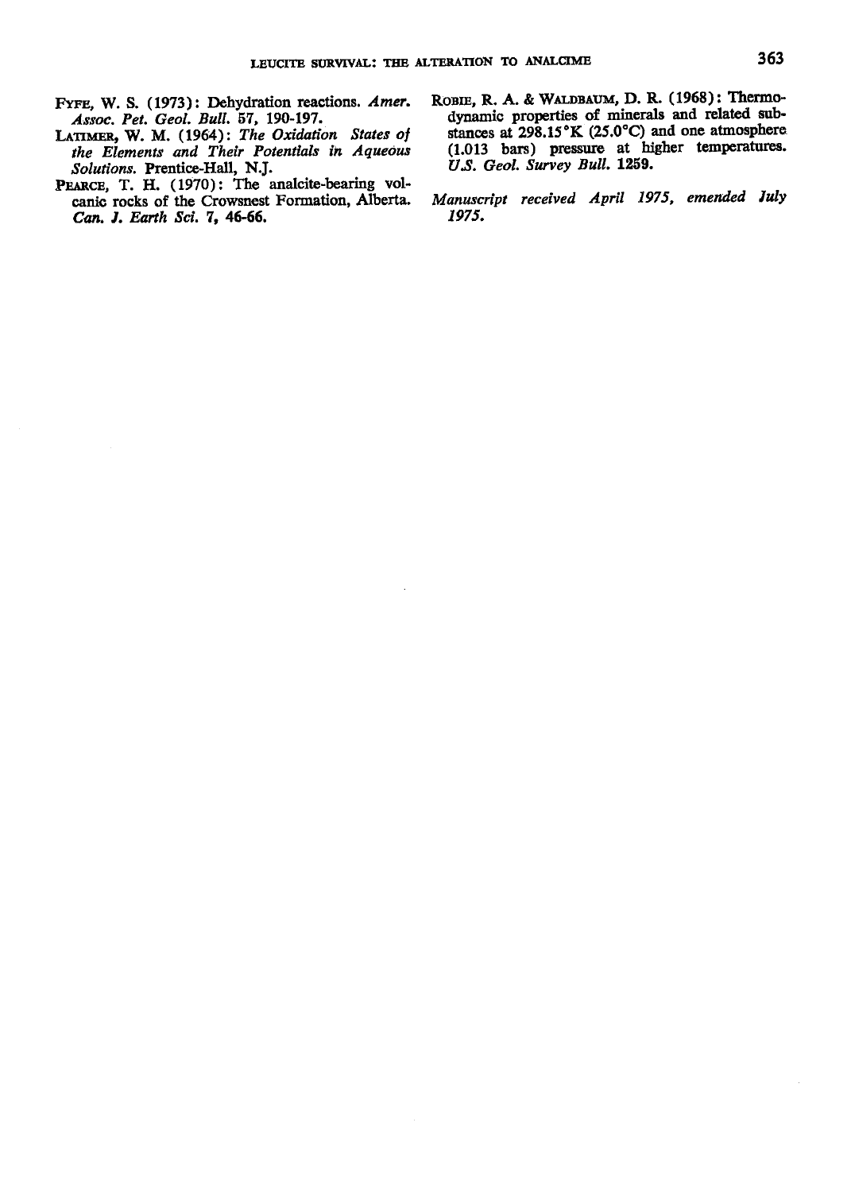FYFE, W. S. (1973): Dehydration reactions. *Amer. Assoc. Pet. Geol. Bull.* 57, 190-197.

LATIMER, W. M. (1964): *The Oxidation States of the Elements and Their Potentials in Aqueous Solutions.* Prentice-Hall, N.J.

PEARCE, T. H. (1970): The analcite-bearing volcanic rocks of the Crowsnest Formation, Alberta. *Can. J. Earth Sci.* 7, 46-66.

ROBIE, R. A. & WALDBAUM, D. R. (1968): Thermodynamic properties of minerals and related substances at 298.15°K (25.0°C) and one atmosphere (1.013 bars) pressure at higher temperatures. *U.S. Geol. Survey Bull.* **1259.**

*Manuscript received April 1975, emended July 1975.*